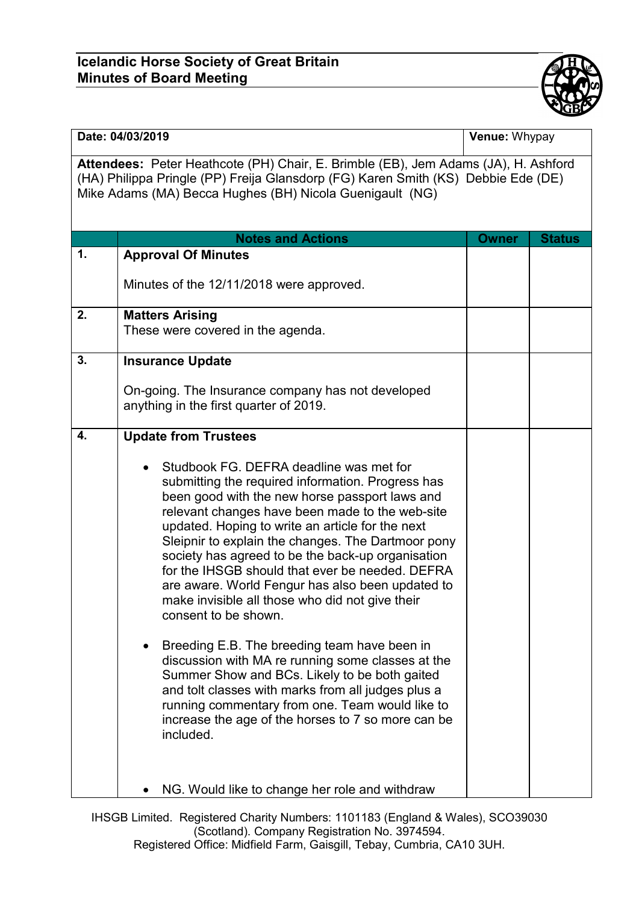# Icelandic Horse Society of Great Britain
## Minutes of Board Meeting

| Date: 04/03/2019 | Venue: Whypay |
|---|---|

**Attendees:** Peter Heathcote (PH) Chair, E. Brimble (EB), Jem Adams (JA), H. Ashford (HA) Philippa Pringle (PP) Freija Glansdorp (FG) Karen Smith (KS) Debbie Ede (DE) Mike Adams (MA) Becca Hughes (BH) Nicola Guenigault (NG)

| | Notes and Actions | Owner | Status |
|---|---|---|---|
| 1. | **Approval Of Minutes**<br><br>Minutes of the 12/11/2018 were approved. | | |
| 2. | **Matters Arising**<br>These were covered in the agenda. | | |
| 3. | **Insurance Update**<br><br>On-going. The Insurance company has not developed anything in the first quarter of 2019. | | |
| 4. | **Update from Trustees**<br><br>• Studbook FG. DEFRA deadline was met for submitting the required information. Progress has been good with the new horse passport laws and relevant changes have been made to the web-site updated. Hoping to write an article for the next Sleipnir to explain the changes. The Dartmoor pony society has agreed to be the back-up organisation for the IHSGB should that ever be needed. DEFRA are aware. World Fengur has also been updated to make invisible all those who did not give their consent to be shown.<br><br>• Breeding E.B. The breeding team have been in discussion with MA re running some classes at the Summer Show and BCs. Likely to be both gaited and tolt classes with marks from all judges plus a running commentary from one. Team would like to increase the age of the horses to 7 so more can be included.<br><br>• NG. Would like to change her role and withdraw | | |

IHSGB Limited. Registered Charity Numbers: 1101183 (England & Wales), SCO39030 (Scotland). Company Registration No. 3974594.
Registered Office: Midfield Farm, Gaisgill, Tebay, Cumbria, CA10 3UH.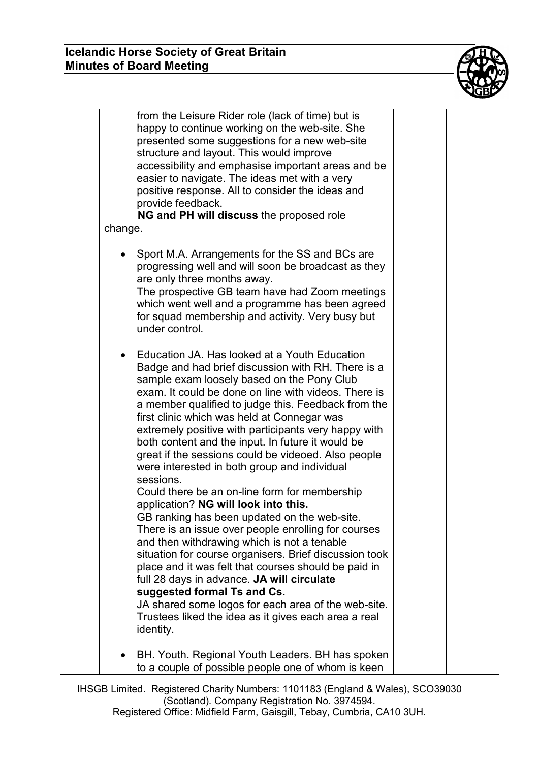| | | | |
|---|---|---|---|
| | from the Leisure Rider role (lack of time) but is happy to continue working on the web-site. She presented some suggestions for a new web-site structure and layout. This would improve accessibility and emphasise important areas and be easier to navigate. The ideas met with a very positive response. All to consider the ideas and provide feedback.<br>**NG and PH will discuss** the proposed role change.<br><br>• Sport M.A. Arrangements for the SS and BCs are progressing well and will soon be broadcast as they are only three months away.<br>The prospective GB team have had Zoom meetings which went well and a programme has been agreed for squad membership and activity. Very busy but under control.<br><br>• Education JA. Has looked at a Youth Education Badge and had brief discussion with RH. There is a sample exam loosely based on the Pony Club exam. It could be done on line with videos. There is a member qualified to judge this. Feedback from the first clinic which was held at Connegar was extremely positive with participants very happy with both content and the input. In future it would be great if the sessions could be videoed. Also people were interested in both group and individual sessions.<br>Could there be an on-line form for membership application? **NG will look into this.**<br>GB ranking has been updated on the web-site.<br>There is an issue over people enrolling for courses and then withdrawing which is not a tenable situation for course organisers. Brief discussion took place and it was felt that courses should be paid in full 28 days in advance. **JA will circulate suggested formal Ts and Cs.**<br>JA shared some logos for each area of the web-site. Trustees liked the idea as it gives each area a real identity.<br><br>• BH. Youth. Regional Youth Leaders. BH has spoken to a couple of possible people one of whom is keen | | |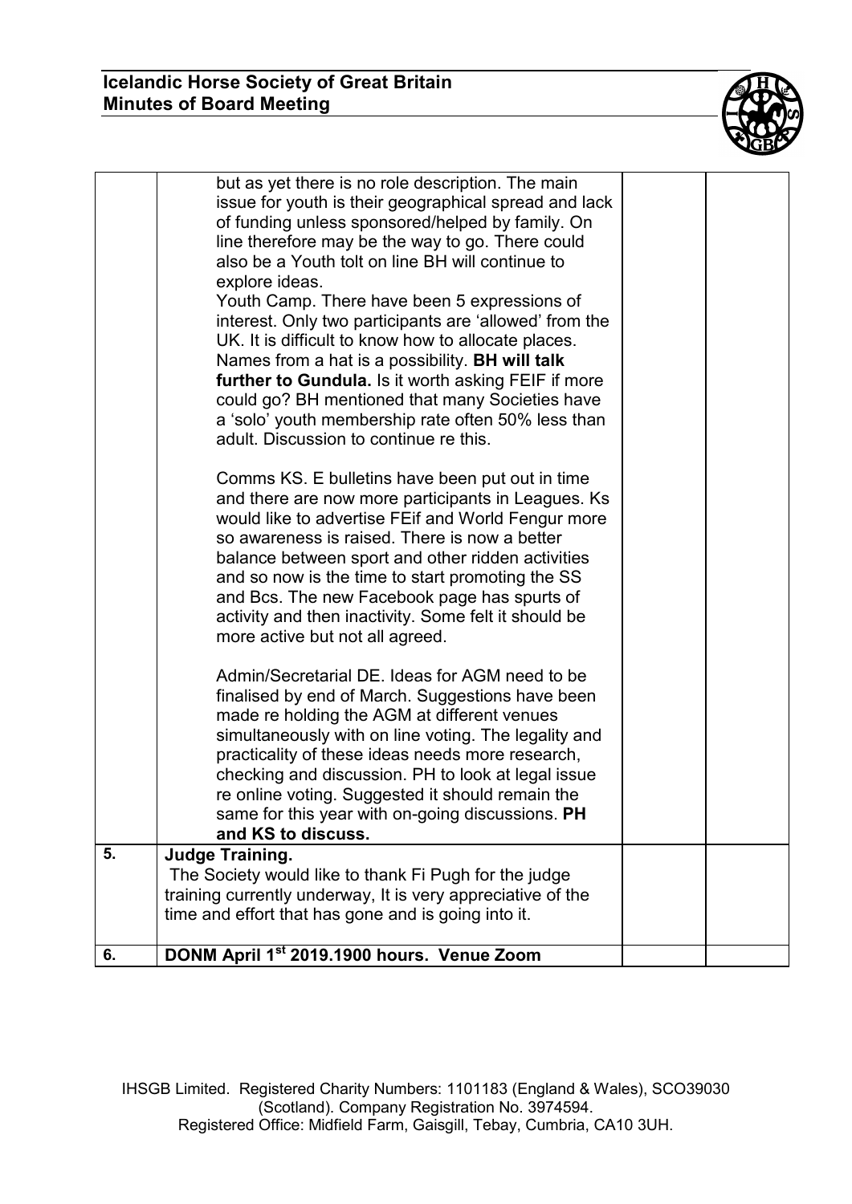| | | | |
|---|---|---|---|
| | but as yet there is no role description. The main issue for youth is their geographical spread and lack of funding unless sponsored/helped by family. On line therefore may be the way to go. There could also be a Youth tolt on line BH will continue to explore ideas.<br>Youth Camp. There have been 5 expressions of interest. Only two participants are 'allowed' from the UK. It is difficult to know how to allocate places. Names from a hat is a possibility. **BH will talk further to Gundula.** Is it worth asking FEIF if more could go? BH mentioned that many Societies have a 'solo' youth membership rate often 50% less than adult. Discussion to continue re this.<br><br>Comms KS. E bulletins have been put out in time and there are now more participants in Leagues. Ks would like to advertise FEif and World Fengur more so awareness is raised. There is now a better balance between sport and other ridden activities and so now is the time to start promoting the SS and Bcs. The new Facebook page has spurts of activity and then inactivity. Some felt it should be more active but not all agreed.<br><br>Admin/Secretarial DE. Ideas for AGM need to be finalised by end of March. Suggestions have been made re holding the AGM at different venues simultaneously with on line voting. The legality and practicality of these ideas needs more research, checking and discussion. PH to look at legal issue re online voting. Suggested it should remain the same for this year with on-going discussions. **PH and KS to discuss.** | | |
| 5. | **Judge Training.**<br>The Society would like to thank Fi Pugh for the judge training currently underway, It is very appreciative of the time and effort that has gone and is going into it. | | |
| 6. | **DONM April 1st 2019.1900 hours. Venue Zoom** | | |

IHSGB Limited. Registered Charity Numbers: 1101183 (England & Wales), SCO39030 (Scotland). Company Registration No. 3974594.
Registered Office: Midfield Farm, Gaisgill, Tebay, Cumbria, CA10 3UH.